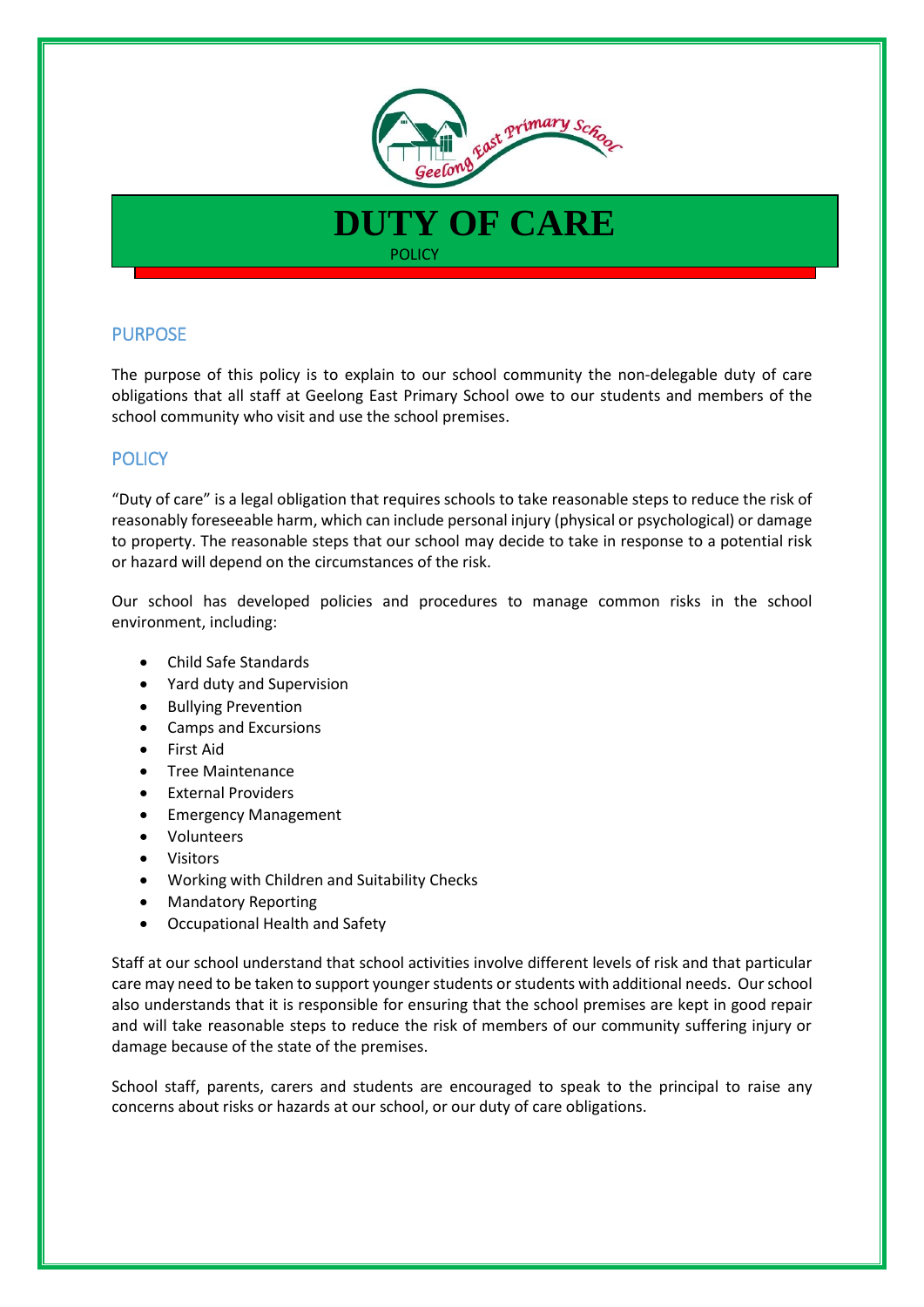# DUTY OF CARE

POLICY

## PURPOSE

The purpose of this policy is to explain to our school community the non-delegable duty of care obligations that all staff at Geelong East Primary School owe to our students and members of the school community who visit and use the school premises.

## POLICY

"Duty of care" is a legal obligation that requires schools to take reasonable steps to reduce the risk of reasonably foreseeable harm, which can include personal injury (physical or psychological) or damage to property. The reasonable steps that our school may decide to take in response to a potential risk or hazard will depend on the circumstances of the risk.

Our school has developed policies and procedures to manage common risks in the school environment, including:

- Child Safe Standards
- Yard duty and Supervision
- Bullying Prevention
- Camps and Excursions
- First Aid
- Tree Maintenance
- External Providers
- Emergency Management
- Volunteers
- Visitors
- Working with Children and Suitability Checks
- Mandatory Reporting
- Occupational Health and Safety

Staff at our school understand that school activities involve different levels of risk and that particular care may need to be taken to support younger students or students with additional needs. Our school also understands that it is responsible for ensuring that the school premises are kept in good repair and will take reasonable steps to reduce the risk of members of our community suffering injury or damage because of the state of the premises.

School staff, parents, carers and students are encouraged to speak to the principal to raise any concerns about risks or hazards at our school, or our duty of care obligations.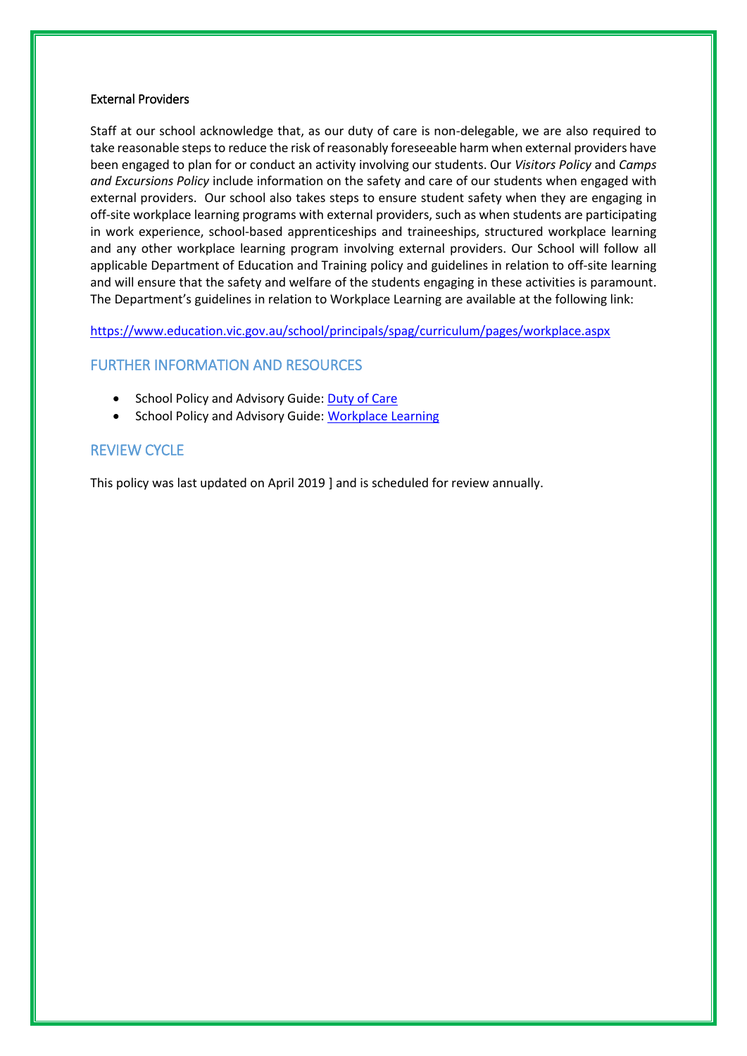### External Providers

Staff at our school acknowledge that, as our duty of care is non-delegable, we are also required to take reasonable steps to reduce the risk of reasonably foreseeable harm when external providers have been engaged to plan for or conduct an activity involving our students. Our *Visitors Policy* and *Camps and Excursions Policy* include information on the safety and care of our students when engaged with external providers. Our school also takes steps to ensure student safety when they are engaging in off-site workplace learning programs with external providers, such as when students are participating in work experience, school-based apprenticeships and traineeships, structured workplace learning and any other workplace learning program involving external providers. Our School will follow all applicable Department of Education and Training policy and guidelines in relation to off-site learning and will ensure that the safety and welfare of the students engaging in these activities is paramount. The Department's guidelines in relation to Workplace Learning are available at the following link:

https://www.education.vic.gov.au/school/principals/spag/curriculum/pages/workplace.aspx

## FURTHER INFORMATION AND RESOURCES

- School Policy and Advisory Guide: Duty of Care
- School Policy and Advisory Guide: Workplace Learning

## REVIEW CYCLE

This policy was last updated on April 2019 ] and is scheduled for review annually.